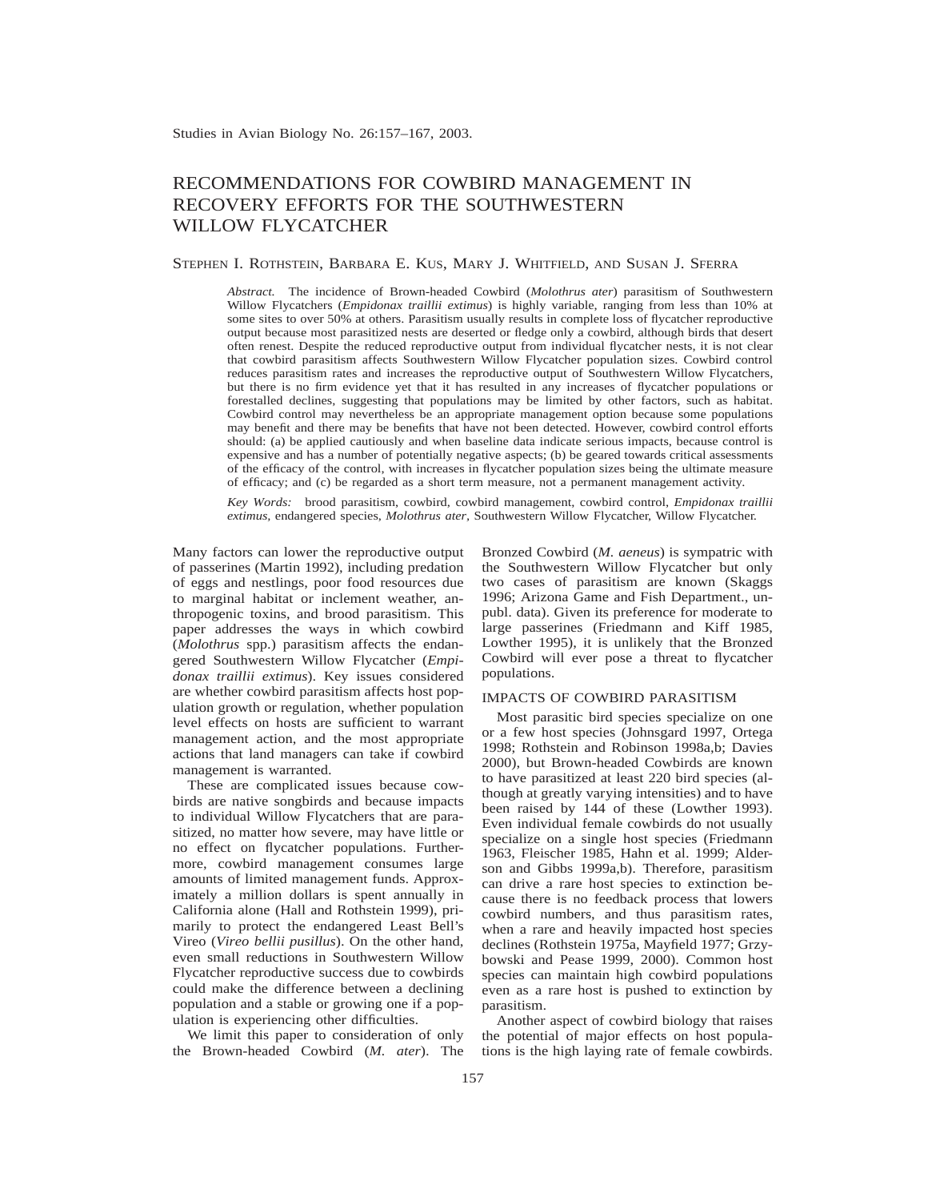# RECOMMENDATIONS FOR COWBIRD MANAGEMENT IN RECOVERY EFFORTS FOR THE SOUTHWESTERN WILLOW FLYCATCHER

STEPHEN I. ROTHSTEIN, BARBARA E. KUS, MARY J. WHITFIELD, AND SUSAN J. SFERRA

*Abstract.* The incidence of Brown-headed Cowbird (*Molothrus ater*) parasitism of Southwestern Willow Flycatchers (*Empidonax traillii extimus*) is highly variable, ranging from less than 10% at some sites to over 50% at others. Parasitism usually results in complete loss of flycatcher reproductive output because most parasitized nests are deserted or fledge only a cowbird, although birds that desert often renest. Despite the reduced reproductive output from individual flycatcher nests, it is not clear that cowbird parasitism affects Southwestern Willow Flycatcher population sizes. Cowbird control reduces parasitism rates and increases the reproductive output of Southwestern Willow Flycatchers, but there is no firm evidence yet that it has resulted in any increases of flycatcher populations or forestalled declines, suggesting that populations may be limited by other factors, such as habitat. Cowbird control may nevertheless be an appropriate management option because some populations may benefit and there may be benefits that have not been detected. However, cowbird control efforts should: (a) be applied cautiously and when baseline data indicate serious impacts, because control is expensive and has a number of potentially negative aspects; (b) be geared towards critical assessments of the efficacy of the control, with increases in flycatcher population sizes being the ultimate measure of efficacy; and (c) be regarded as a short term measure, not a permanent management activity.

*Key Words:* brood parasitism, cowbird, cowbird management, cowbird control, *Empidonax traillii extimus*, endangered species, *Molothrus ater*, Southwestern Willow Flycatcher, Willow Flycatcher.

Many factors can lower the reproductive output of passerines (Martin 1992), including predation of eggs and nestlings, poor food resources due to marginal habitat or inclement weather, anthropogenic toxins, and brood parasitism. This paper addresses the ways in which cowbird (*Molothrus* spp.) parasitism affects the endangered Southwestern Willow Flycatcher (*Empidonax traillii extimus*). Key issues considered are whether cowbird parasitism affects host population growth or regulation, whether population level effects on hosts are sufficient to warrant management action, and the most appropriate actions that land managers can take if cowbird management is warranted.

These are complicated issues because cowbirds are native songbirds and because impacts to individual Willow Flycatchers that are parasitized, no matter how severe, may have little or no effect on flycatcher populations. Furthermore, cowbird management consumes large amounts of limited management funds. Approximately a million dollars is spent annually in California alone (Hall and Rothstein 1999), primarily to protect the endangered Least Bell's Vireo (*Vireo bellii pusillus*). On the other hand, even small reductions in Southwestern Willow Flycatcher reproductive success due to cowbirds could make the difference between a declining population and a stable or growing one if a population is experiencing other difficulties.

We limit this paper to consideration of only the Brown-headed Cowbird (*M. ater*). The Bronzed Cowbird (*M. aeneus*) is sympatric with the Southwestern Willow Flycatcher but only two cases of parasitism are known (Skaggs 1996; Arizona Game and Fish Department., unpubl. data). Given its preference for moderate to large passerines (Friedmann and Kiff 1985, Lowther 1995), it is unlikely that the Bronzed Cowbird will ever pose a threat to flycatcher populations.

## IMPACTS OF COWBIRD PARASITISM

Most parasitic bird species specialize on one or a few host species (Johnsgard 1997, Ortega 1998; Rothstein and Robinson 1998a,b; Davies 2000), but Brown-headed Cowbirds are known to have parasitized at least 220 bird species (although at greatly varying intensities) and to have been raised by 144 of these (Lowther 1993). Even individual female cowbirds do not usually specialize on a single host species (Friedmann 1963, Fleischer 1985, Hahn et al. 1999; Alderson and Gibbs 1999a,b). Therefore, parasitism can drive a rare host species to extinction because there is no feedback process that lowers cowbird numbers, and thus parasitism rates, when a rare and heavily impacted host species declines (Rothstein 1975a, Mayfield 1977; Grzybowski and Pease 1999, 2000). Common host species can maintain high cowbird populations even as a rare host is pushed to extinction by parasitism.

Another aspect of cowbird biology that raises the potential of major effects on host populations is the high laying rate of female cowbirds.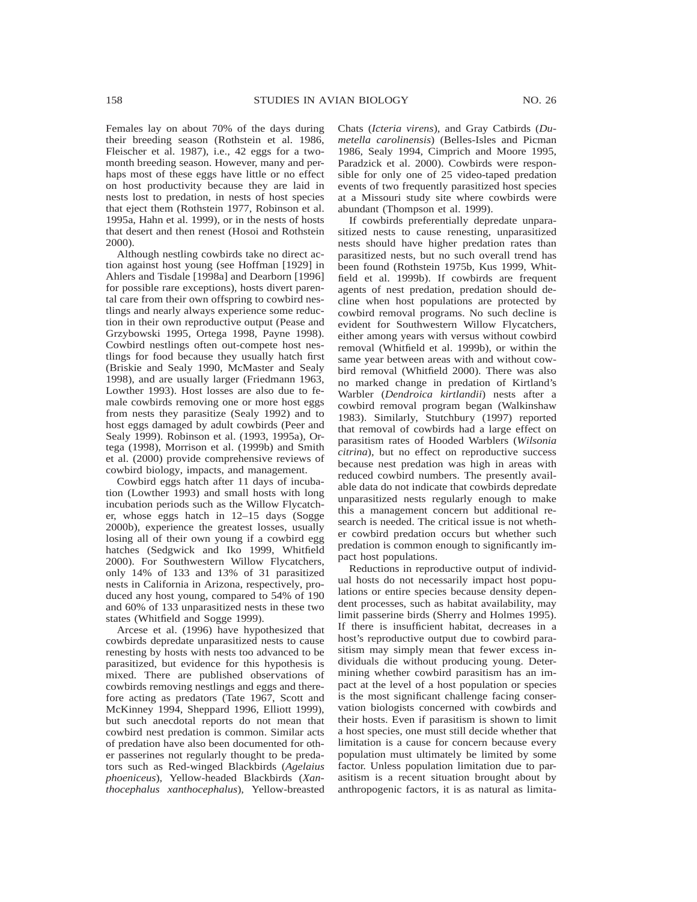Females lay on about 70% of the days during their breeding season (Rothstein et al. 1986, Fleischer et al. 1987), i.e., 42 eggs for a two-month breeding season. However, many and perhaps most of these eggs have little or no effect on host productivity because they are laid in nests lost to predation, in nests of host species that eject them (Rothstein 1977, Robinson et al. 1995a, Hahn et al. 1999), or in the nests of hosts that desert and then renest (Hosoi and Rothstein 2000).

Although nestling cowbirds take no direct action against host young (see Hoffman [1929] in Ahlers and Tisdale [1998a] and Dearborn [1996] for possible rare exceptions), hosts divert parental care from their own offspring to cowbird nestlings and nearly always experience some reduction in their own reproductive output (Pease and Grzybowski 1995, Ortega 1998, Payne 1998). Cowbird nestlings often out-compete host nestlings for food because they usually hatch first (Briskie and Sealy 1990, McMaster and Sealy 1998), and are usually larger (Friedmann 1963, Lowther 1993). Host losses are also due to female cowbirds removing one or more host eggs from nests they parasitize (Sealy 1992) and to host eggs damaged by adult cowbirds (Peer and Sealy 1999). Robinson et al. (1993, 1995a), Ortega (1998), Morrison et al. (1999b) and Smith et al. (2000) provide comprehensive reviews of cowbird biology, impacts, and management.

Cowbird eggs hatch after 11 days of incubation (Lowther 1993) and small hosts with long incubation periods such as the Willow Flycatcher, whose eggs hatch in 12–15 days (Sogge 2000b), experience the greatest losses, usually losing all of their own young if a cowbird egg hatches (Sedgwick and Iko 1999, Whitfield 2000). For Southwestern Willow Flycatchers, only 14% of 133 and 13% of 31 parasitized nests in California in Arizona, respectively, produced any host young, compared to 54% of 190 and 60% of 133 unparasitized nests in these two states (Whitfield and Sogge 1999).

Arcese et al. (1996) have hypothesized that cowbirds depredate unparasitized nests to cause renesting by hosts with nests too advanced to be parasitized, but evidence for this hypothesis is mixed. There are published observations of cowbirds removing nestlings and eggs and therefore acting as predators (Tate 1967, Scott and McKinney 1994, Sheppard 1996, Elliott 1999), but such anecdotal reports do not mean that cowbird nest predation is common. Similar acts of predation have also been documented for other passerines not regularly thought to be predators such as Red-winged Blackbirds (*Agelaius phoeniceus*), Yellow-headed Blackbirds (*Xanthocephalus xanthocephalus*), Yellow-breasted Chats (*Icteria virens*), and Gray Catbirds (*Dumetella carolinensis*) (Belles-Isles and Picman 1986, Sealy 1994, Cimprich and Moore 1995, Paradzick et al. 2000). Cowbirds were responsible for only one of 25 video-taped predation events of two frequently parasitized host species at a Missouri study site where cowbirds were abundant (Thompson et al. 1999).

If cowbirds preferentially depredate unparasitized nests to cause renesting, unparasitized nests should have higher predation rates than parasitized nests, but no such overall trend has been found (Rothstein 1975b, Kus 1999, Whitfield et al. 1999b). If cowbirds are frequent agents of nest predation, predation should decline when host populations are protected by cowbird removal programs. No such decline is evident for Southwestern Willow Flycatchers, either among years with versus without cowbird removal (Whitfield et al. 1999b), or within the same year between areas with and without cowbird removal (Whitfield 2000). There was also no marked change in predation of Kirtland's Warbler (*Dendroica kirtlandii*) nests after a cowbird removal program began (Walkinshaw 1983). Similarly, Stutchbury (1997) reported that removal of cowbirds had a large effect on parasitism rates of Hooded Warblers (*Wilsonia citrina*), but no effect on reproductive success because nest predation was high in areas with reduced cowbird numbers. The presently available data do not indicate that cowbirds depredate unparasitized nests regularly enough to make this a management concern but additional research is needed. The critical issue is not whether cowbird predation occurs but whether such predation is common enough to significantly impact host populations.

Reductions in reproductive output of individual hosts do not necessarily impact host populations or entire species because density dependent processes, such as habitat availability, may limit passerine birds (Sherry and Holmes 1995). If there is insufficient habitat, decreases in a host's reproductive output due to cowbird parasitism may simply mean that fewer excess individuals die without producing young. Determining whether cowbird parasitism has an impact at the level of a host population or species is the most significant challenge facing conservation biologists concerned with cowbirds and their hosts. Even if parasitism is shown to limit a host species, one must still decide whether that limitation is a cause for concern because every population must ultimately be limited by some factor. Unless population limitation due to parasitism is a recent situation brought about by anthropogenic factors, it is as natural as limita-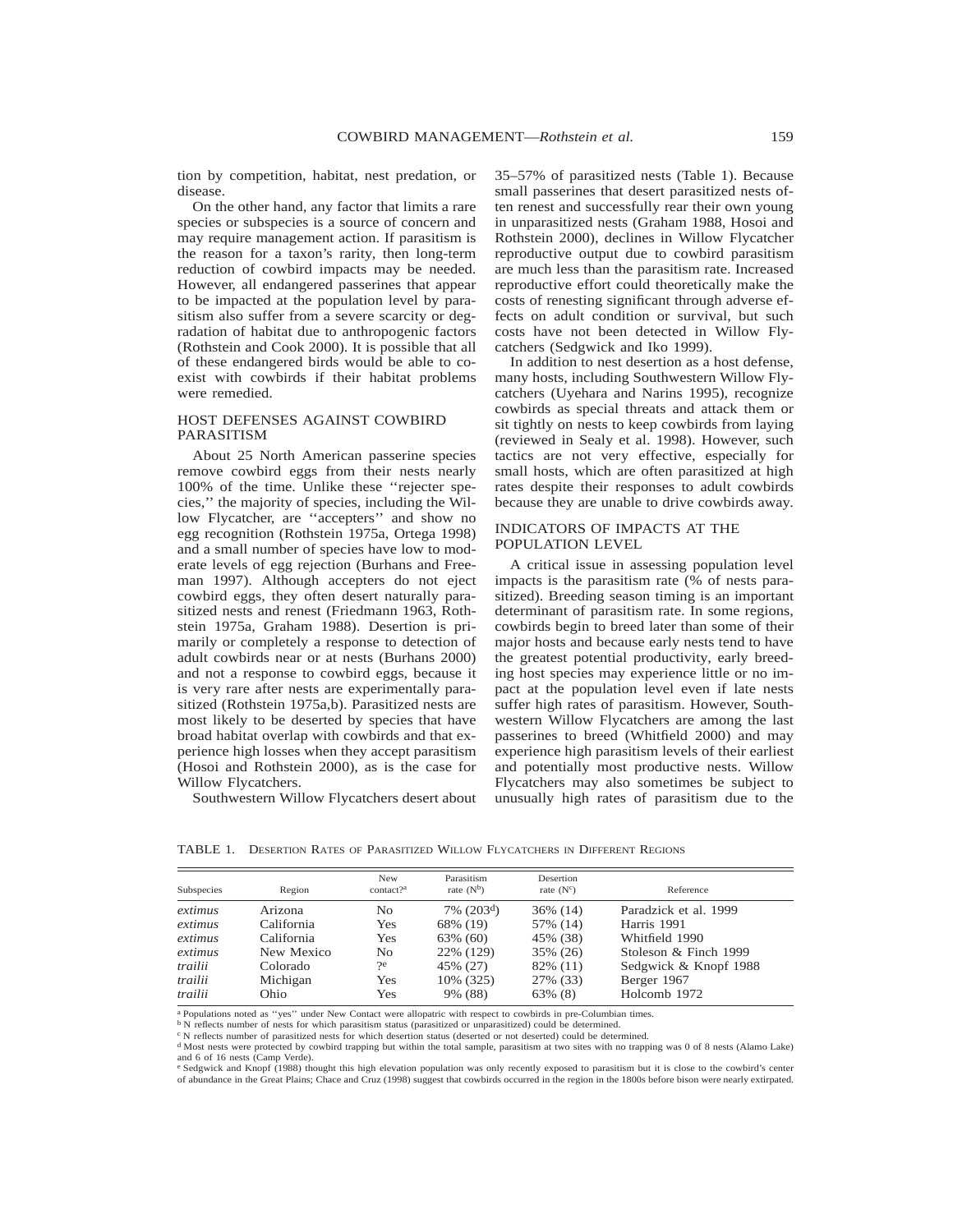tion by competition, habitat, nest predation, or disease.

On the other hand, any factor that limits a rare species or subspecies is a source of concern and may require management action. If parasitism is the reason for a taxon's rarity, then long-term reduction of cowbird impacts may be needed. However, all endangered passerines that appear to be impacted at the population level by parasitism also suffer from a severe scarcity or degradation of habitat due to anthropogenic factors (Rothstein and Cook 2000). It is possible that all of these endangered birds would be able to coexist with cowbirds if their habitat problems were remedied.

## HOST DEFENSES AGAINST COWBIRD PARASITISM

About 25 North American passerine species remove cowbird eggs from their nests nearly 100% of the time. Unlike these ''rejecter species,'' the majority of species, including the Willow Flycatcher, are ''accepters'' and show no egg recognition (Rothstein 1975a, Ortega 1998) and a small number of species have low to moderate levels of egg rejection (Burhans and Freeman 1997). Although accepters do not eject cowbird eggs, they often desert naturally parasitized nests and renest (Friedmann 1963, Rothstein 1975a, Graham 1988). Desertion is primarily or completely a response to detection of adult cowbirds near or at nests (Burhans 2000) and not a response to cowbird eggs, because it is very rare after nests are experimentally parasitized (Rothstein 1975a,b). Parasitized nests are most likely to be deserted by species that have broad habitat overlap with cowbirds and that experience high losses when they accept parasitism (Hosoi and Rothstein 2000), as is the case for Willow Flycatchers.

Southwestern Willow Flycatchers desert about 35–57% of parasitized nests (Table 1). Because small passerines that desert parasitized nests often renest and successfully rear their own young in unparasitized nests (Graham 1988, Hosoi and Rothstein 2000), declines in Willow Flycatcher reproductive output due to cowbird parasitism are much less than the parasitism rate. Increased reproductive effort could theoretically make the costs of renesting significant through adverse effects on adult condition or survival, but such costs have not been detected in Willow Flycatchers (Sedgwick and Iko 1999).

In addition to nest desertion as a host defense, many hosts, including Southwestern Willow Flycatchers (Uyehara and Narins 1995), recognize cowbirds as special threats and attack them or sit tightly on nests to keep cowbirds from laying (reviewed in Sealy et al. 1998). However, such tactics are not very effective, especially for small hosts, which are often parasitized at high rates despite their responses to adult cowbirds because they are unable to drive cowbirds away.

## INDICATORS OF IMPACTS AT THE POPULATION LEVEL

A critical issue in assessing population level impacts is the parasitism rate (% of nests parasitized). Breeding season timing is an important determinant of parasitism rate. In some regions, cowbirds begin to breed later than some of their major hosts and because early nests tend to have the greatest potential productivity, early breeding host species may experience little or no impact at the population level even if late nests suffer high rates of parasitism. However, Southwestern Willow Flycatchers are among the last passerines to breed (Whitfield 2000) and may experience high parasitism levels of their earliest and potentially most productive nests. Willow Flycatchers may also sometimes be subject to unusually high rates of parasitism due to the

TABLE 1. DESERTION RATES OF PARASITIZED WILLOW FLYCATCHERS IN DIFFERENT REGIONS

| Subspecies | Region | New contact?[a] | Parasitism rate (N[b]) | Desertion rate (N[c]) | Reference |
|---|---|---|---|---|---|
| *extimus* | Arizona | No | 7% (203[d]) | 36% (14) | Paradzick et al. 1999 |
| *extimus* | California | Yes | 68% (19) | 57% (14) | Harris 1991 |
| *extimus* | California | Yes | 63% (60) | 45% (38) | Whitfield 1990 |
| *extimus* | New Mexico | No | 22% (129) | 35% (26) | Stoleson & Finch 1999 |
| *traillii* | Colorado | ?[e] | 45% (27) | 82% (11) | Sedgwick & Knopf 1988 |
| *traillii* | Michigan | Yes | 10% (325) | 27% (33) | Berger 1967 |
| *traillii* | Ohio | Yes | 9% (88) | 63% (8) | Holcomb 1972 |

[a] Populations noted as ''yes'' under New Contact were allopatric with respect to cowbirds in pre-Columbian times.
[b] N reflects number of nests for which parasitism status (parasitized or unparasitized) could be determined.
[c] N reflects number of parasitized nests for which desertion status (deserted or not deserted) could be determined.
[d] Most nests were protected by cowbird trapping but within the total sample, parasitism at two sites with no trapping was 0 of 8 nests (Alamo Lake) and 6 of 16 nests (Camp Verde).
[e] Sedgwick and Knopf (1988) thought this high elevation population was only recently exposed to parasitism but it is close to the cowbird's center of abundance in the Great Plains; Chace and Cruz (1998) suggest that cowbirds occurred in the region in the 1800s before bison were nearly extirpated.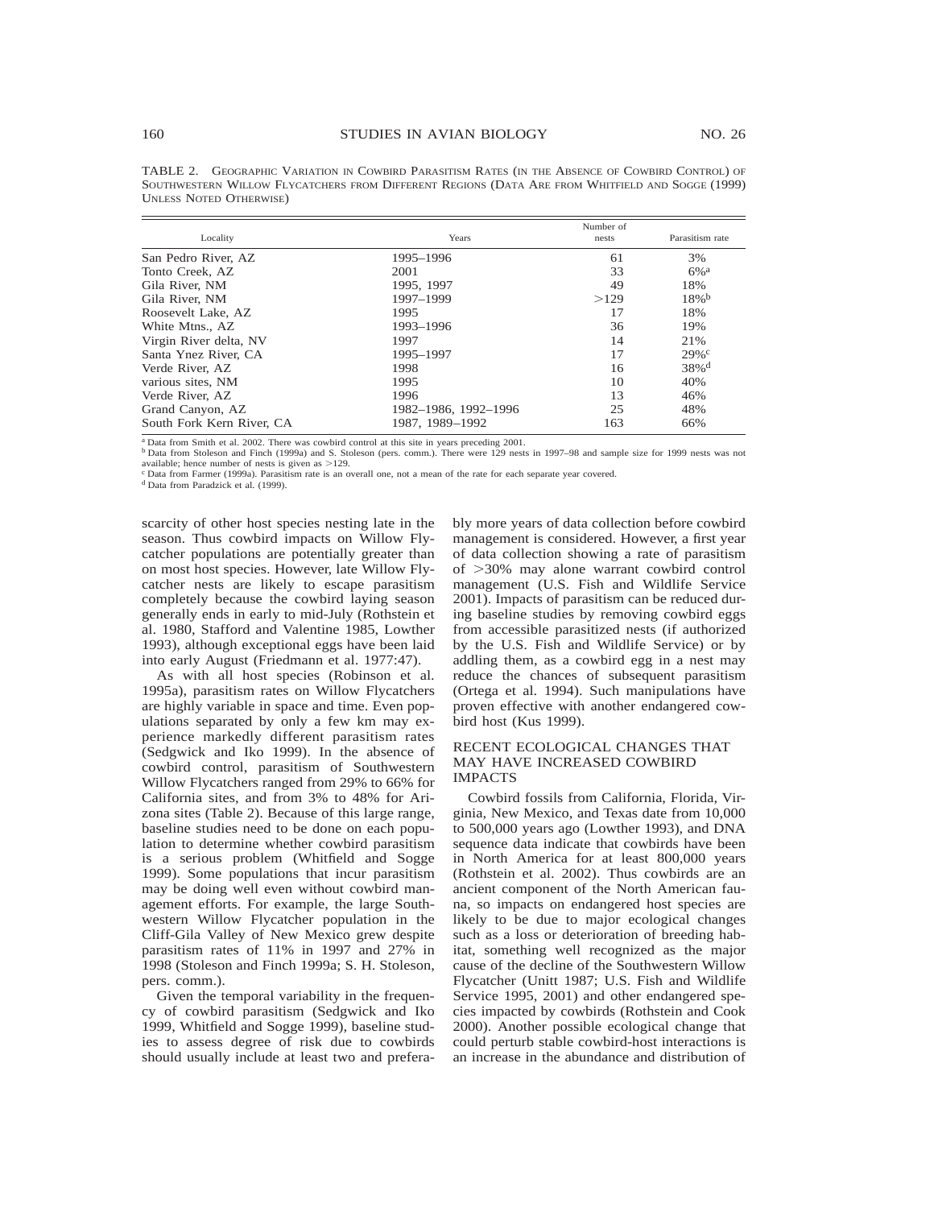TABLE 2. GEOGRAPHIC VARIATION IN COWBIRD PARASITISM RATES (IN THE ABSENCE OF COWBIRD CONTROL) OF SOUTHWESTERN WILLOW FLYCATCHERS FROM DIFFERENT REGIONS (DATA ARE FROM WHITFIELD AND SOGGE (1999) UNLESS NOTED OTHERWISE)

| Locality | Years | Number of nests | Parasitism rate |
|---|---|---|---|
| San Pedro River, AZ | 1995–1996 | 61 | 3% |
| Tonto Creek, AZ | 2001 | 33 | 6%[a] |
| Gila River, NM | 1995, 1997 | 49 | 18% |
| Gila River, NM | 1997–1999 | >129 | 18%[b] |
| Roosevelt Lake, AZ | 1995 | 17 | 18% |
| White Mtns., AZ | 1993–1996 | 36 | 19% |
| Virgin River delta, NV | 1997 | 14 | 21% |
| Santa Ynez River, CA | 1995–1997 | 17 | 29%[c] |
| Verde River, AZ | 1998 | 16 | 38%[d] |
| various sites, NM | 1995 | 10 | 40% |
| Verde River, AZ | 1996 | 13 | 46% |
| Grand Canyon, AZ | 1982–1986, 1992–1996 | 25 | 48% |
| South Fork Kern River, CA | 1987, 1989–1992 | 163 | 66% |

[a] Data from Smith et al. 2002. There was cowbird control at this site in years preceding 2001.
[b] Data from Stoleson and Finch (1999a) and S. Stoleson (pers. comm.). There were 129 nests in 1997–98 and sample size for 1999 nests was not available; hence number of nests is given as >129.
[c] Data from Farmer (1999a). Parasitism rate is an overall one, not a mean of the rate for each separate year covered.
[d] Data from Paradzick et al. (1999).

scarcity of other host species nesting late in the season. Thus cowbird impacts on Willow Flycatcher populations are potentially greater than on most host species. However, late Willow Flycatcher nests are likely to escape parasitism completely because the cowbird laying season generally ends in early to mid-July (Rothstein et al. 1980, Stafford and Valentine 1985, Lowther 1993), although exceptional eggs have been laid into early August (Friedmann et al. 1977:47).

As with all host species (Robinson et al. 1995a), parasitism rates on Willow Flycatchers are highly variable in space and time. Even populations separated by only a few km may experience markedly different parasitism rates (Sedgwick and Iko 1999). In the absence of cowbird control, parasitism of Southwestern Willow Flycatchers ranged from 29% to 66% for California sites, and from 3% to 48% for Arizona sites (Table 2). Because of this large range, baseline studies need to be done on each population to determine whether cowbird parasitism is a serious problem (Whitfield and Sogge 1999). Some populations that incur parasitism may be doing well even without cowbird management efforts. For example, the large Southwestern Willow Flycatcher population in the Cliff-Gila Valley of New Mexico grew despite parasitism rates of 11% in 1997 and 27% in 1998 (Stoleson and Finch 1999a; S. H. Stoleson, pers. comm.).

Given the temporal variability in the frequency of cowbird parasitism (Sedgwick and Iko 1999, Whitfield and Sogge 1999), baseline studies to assess degree of risk due to cowbirds should usually include at least two and preferably more years of data collection before cowbird management is considered. However, a first year of data collection showing a rate of parasitism of >30% may alone warrant cowbird control management (U.S. Fish and Wildlife Service 2001). Impacts of parasitism can be reduced during baseline studies by removing cowbird eggs from accessible parasitized nests (if authorized by the U.S. Fish and Wildlife Service) or by addling them, as a cowbird egg in a nest may reduce the chances of subsequent parasitism (Ortega et al. 1994). Such manipulations have proven effective with another endangered cowbird host (Kus 1999).

## RECENT ECOLOGICAL CHANGES THAT MAY HAVE INCREASED COWBIRD IMPACTS

Cowbird fossils from California, Florida, Virginia, New Mexico, and Texas date from 10,000 to 500,000 years ago (Lowther 1993), and DNA sequence data indicate that cowbirds have been in North America for at least 800,000 years (Rothstein et al. 2002). Thus cowbirds are an ancient component of the North American fauna, so impacts on endangered host species are likely to be due to major ecological changes such as a loss or deterioration of breeding habitat, something well recognized as the major cause of the decline of the Southwestern Willow Flycatcher (Unitt 1987; U.S. Fish and Wildlife Service 1995, 2001) and other endangered species impacted by cowbirds (Rothstein and Cook 2000). Another possible ecological change that could perturb stable cowbird-host interactions is an increase in the abundance and distribution of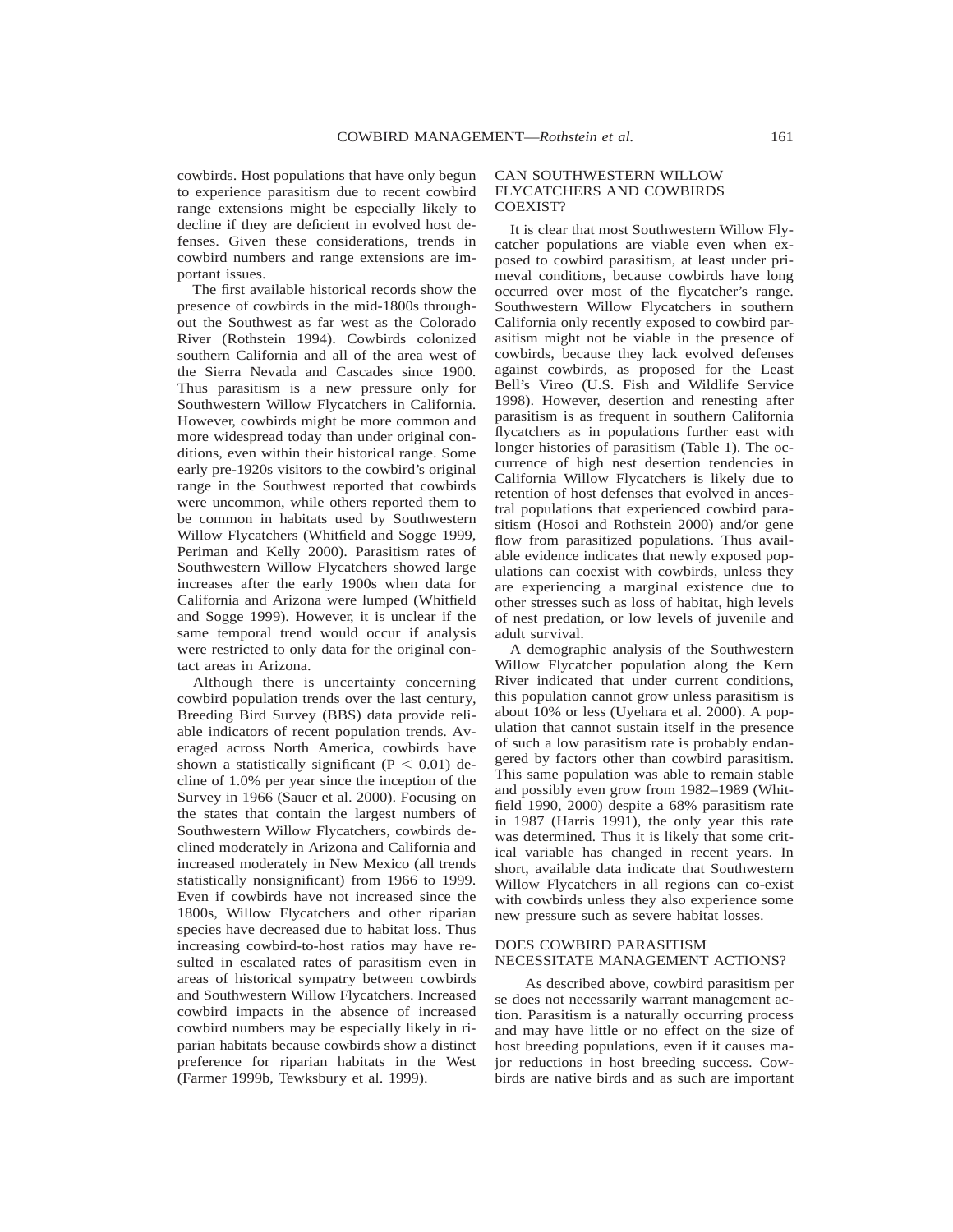cowbirds. Host populations that have only begun to experience parasitism due to recent cowbird range extensions might be especially likely to decline if they are deficient in evolved host defenses. Given these considerations, trends in cowbird numbers and range extensions are important issues.

The first available historical records show the presence of cowbirds in the mid-1800s throughout the Southwest as far west as the Colorado River (Rothstein 1994). Cowbirds colonized southern California and all of the area west of the Sierra Nevada and Cascades since 1900. Thus parasitism is a new pressure only for Southwestern Willow Flycatchers in California. However, cowbirds might be more common and more widespread today than under original conditions, even within their historical range. Some early pre-1920s visitors to the cowbird's original range in the Southwest reported that cowbirds were uncommon, while others reported them to be common in habitats used by Southwestern Willow Flycatchers (Whitfield and Sogge 1999, Periman and Kelly 2000). Parasitism rates of Southwestern Willow Flycatchers showed large increases after the early 1900s when data for California and Arizona were lumped (Whitfield and Sogge 1999). However, it is unclear if the same temporal trend would occur if analysis were restricted to only data for the original contact areas in Arizona.

Although there is uncertainty concerning cowbird population trends over the last century, Breeding Bird Survey (BBS) data provide reliable indicators of recent population trends. Averaged across North America, cowbirds have shown a statistically significant ($P < 0.01$) decline of 1.0% per year since the inception of the Survey in 1966 (Sauer et al. 2000). Focusing on the states that contain the largest numbers of Southwestern Willow Flycatchers, cowbirds declined moderately in Arizona and California and increased moderately in New Mexico (all trends statistically nonsignificant) from 1966 to 1999. Even if cowbirds have not increased since the 1800s, Willow Flycatchers and other riparian species have decreased due to habitat loss. Thus increasing cowbird-to-host ratios may have resulted in escalated rates of parasitism even in areas of historical sympatry between cowbirds and Southwestern Willow Flycatchers. Increased cowbird impacts in the absence of increased cowbird numbers may be especially likely in riparian habitats because cowbirds show a distinct preference for riparian habitats in the West (Farmer 1999b, Tewksbury et al. 1999).

## CAN SOUTHWESTERN WILLOW FLYCATCHERS AND COWBIRDS COEXIST?

It is clear that most Southwestern Willow Flycatcher populations are viable even when exposed to cowbird parasitism, at least under primeval conditions, because cowbirds have long occurred over most of the flycatcher's range. Southwestern Willow Flycatchers in southern California only recently exposed to cowbird parasitism might not be viable in the presence of cowbirds, because they lack evolved defenses against cowbirds, as proposed for the Least Bell's Vireo (U.S. Fish and Wildlife Service 1998). However, desertion and renesting after parasitism is as frequent in southern California flycatchers as in populations further east with longer histories of parasitism (Table 1). The occurrence of high nest desertion tendencies in California Willow Flycatchers is likely due to retention of host defenses that evolved in ancestral populations that experienced cowbird parasitism (Hosoi and Rothstein 2000) and/or gene flow from parasitized populations. Thus available evidence indicates that newly exposed populations can coexist with cowbirds, unless they are experiencing a marginal existence due to other stresses such as loss of habitat, high levels of nest predation, or low levels of juvenile and adult survival.

A demographic analysis of the Southwestern Willow Flycatcher population along the Kern River indicated that under current conditions, this population cannot grow unless parasitism is about 10% or less (Uyehara et al. 2000). A population that cannot sustain itself in the presence of such a low parasitism rate is probably endangered by factors other than cowbird parasitism. This same population was able to remain stable and possibly even grow from 1982–1989 (Whitfield 1990, 2000) despite a 68% parasitism rate in 1987 (Harris 1991), the only year this rate was determined. Thus it is likely that some critical variable has changed in recent years. In short, available data indicate that Southwestern Willow Flycatchers in all regions can co-exist with cowbirds unless they also experience some new pressure such as severe habitat losses.

## DOES COWBIRD PARASITISM NECESSITATE MANAGEMENT ACTIONS?

As described above, cowbird parasitism per se does not necessarily warrant management action. Parasitism is a naturally occurring process and may have little or no effect on the size of host breeding populations, even if it causes major reductions in host breeding success. Cowbirds are native birds and as such are important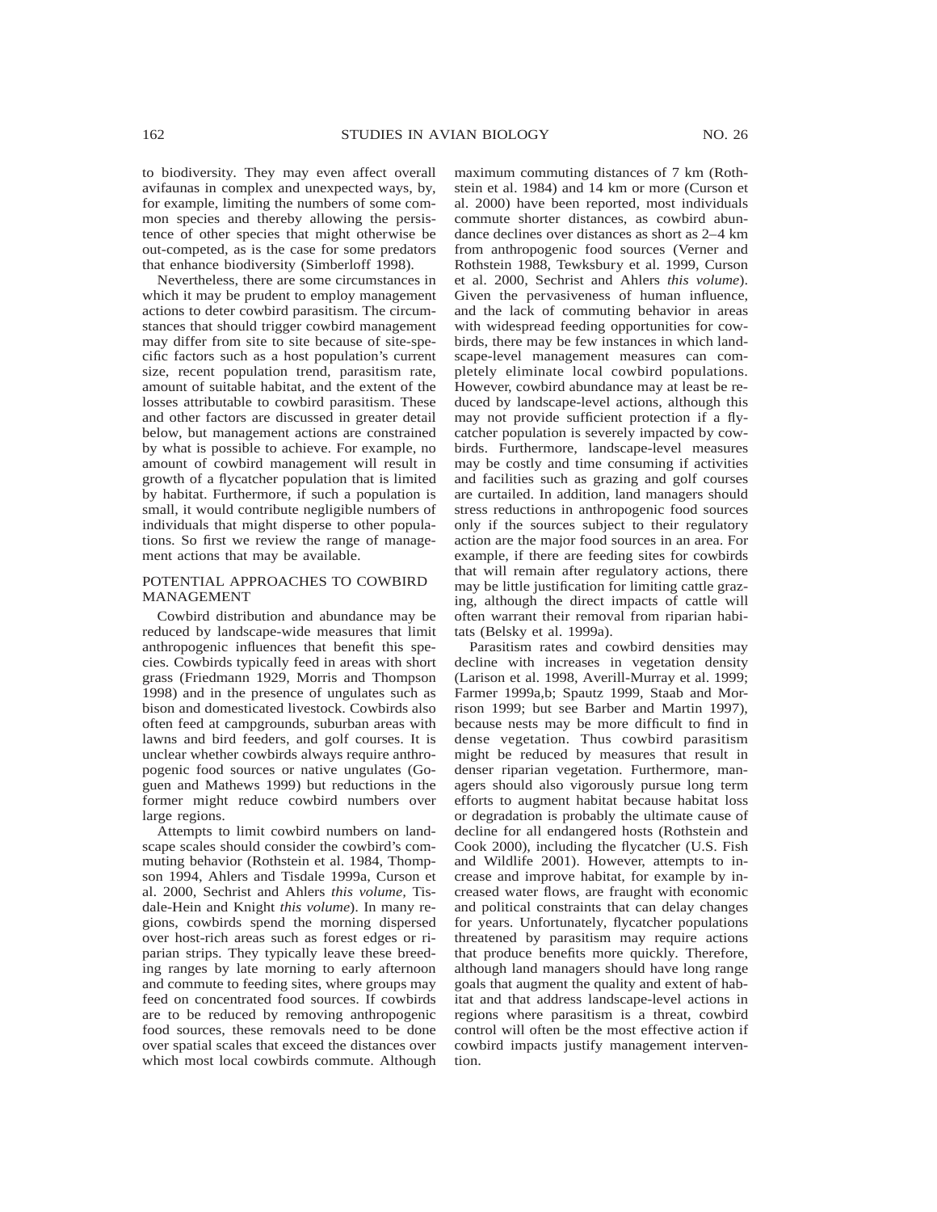to biodiversity. They may even affect overall avifaunas in complex and unexpected ways, by, for example, limiting the numbers of some common species and thereby allowing the persistence of other species that might otherwise be out-competed, as is the case for some predators that enhance biodiversity (Simberloff 1998).

Nevertheless, there are some circumstances in which it may be prudent to employ management actions to deter cowbird parasitism. The circumstances that should trigger cowbird management may differ from site to site because of site-specific factors such as a host population's current size, recent population trend, parasitism rate, amount of suitable habitat, and the extent of the losses attributable to cowbird parasitism. These and other factors are discussed in greater detail below, but management actions are constrained by what is possible to achieve. For example, no amount of cowbird management will result in growth of a flycatcher population that is limited by habitat. Furthermore, if such a population is small, it would contribute negligible numbers of individuals that might disperse to other populations. So first we review the range of management actions that may be available.

## POTENTIAL APPROACHES TO COWBIRD MANAGEMENT

Cowbird distribution and abundance may be reduced by landscape-wide measures that limit anthropogenic influences that benefit this species. Cowbirds typically feed in areas with short grass (Friedmann 1929, Morris and Thompson 1998) and in the presence of ungulates such as bison and domesticated livestock. Cowbirds also often feed at campgrounds, suburban areas with lawns and bird feeders, and golf courses. It is unclear whether cowbirds always require anthropogenic food sources or native ungulates (Goguen and Mathews 1999) but reductions in the former might reduce cowbird numbers over large regions.

Attempts to limit cowbird numbers on landscape scales should consider the cowbird's commuting behavior (Rothstein et al. 1984, Thompson 1994, Ahlers and Tisdale 1999a, Curson et al. 2000, Sechrist and Ahlers *this volume*, Tisdale-Hein and Knight *this volume*). In many regions, cowbirds spend the morning dispersed over host-rich areas such as forest edges or riparian strips. They typically leave these breeding ranges by late morning to early afternoon and commute to feeding sites, where groups may feed on concentrated food sources. If cowbirds are to be reduced by removing anthropogenic food sources, these removals need to be done over spatial scales that exceed the distances over which most local cowbirds commute. Although maximum commuting distances of 7 km (Rothstein et al. 1984) and 14 km or more (Curson et al. 2000) have been reported, most individuals commute shorter distances, as cowbird abundance declines over distances as short as 2–4 km from anthropogenic food sources (Verner and Rothstein 1988, Tewksbury et al. 1999, Curson et al. 2000, Sechrist and Ahlers *this volume*). Given the pervasiveness of human influence, and the lack of commuting behavior in areas with widespread feeding opportunities for cowbirds, there may be few instances in which landscape-level management measures can completely eliminate local cowbird populations. However, cowbird abundance may at least be reduced by landscape-level actions, although this may not provide sufficient protection if a flycatcher population is severely impacted by cowbirds. Furthermore, landscape-level measures may be costly and time consuming if activities and facilities such as grazing and golf courses are curtailed. In addition, land managers should stress reductions in anthropogenic food sources only if the sources subject to their regulatory action are the major food sources in an area. For example, if there are feeding sites for cowbirds that will remain after regulatory actions, there may be little justification for limiting cattle grazing, although the direct impacts of cattle will often warrant their removal from riparian habitats (Belsky et al. 1999a).

Parasitism rates and cowbird densities may decline with increases in vegetation density (Larison et al. 1998, Averill-Murray et al. 1999; Farmer 1999a,b; Spautz 1999, Staab and Morrison 1999; but see Barber and Martin 1997), because nests may be more difficult to find in dense vegetation. Thus cowbird parasitism might be reduced by measures that result in denser riparian vegetation. Furthermore, managers should also vigorously pursue long term efforts to augment habitat because habitat loss or degradation is probably the ultimate cause of decline for all endangered hosts (Rothstein and Cook 2000), including the flycatcher (U.S. Fish and Wildlife 2001). However, attempts to increase and improve habitat, for example by increased water flows, are fraught with economic and political constraints that can delay changes for years. Unfortunately, flycatcher populations threatened by parasitism may require actions that produce benefits more quickly. Therefore, although land managers should have long range goals that augment the quality and extent of habitat and that address landscape-level actions in regions where parasitism is a threat, cowbird control will often be the most effective action if cowbird impacts justify management intervention.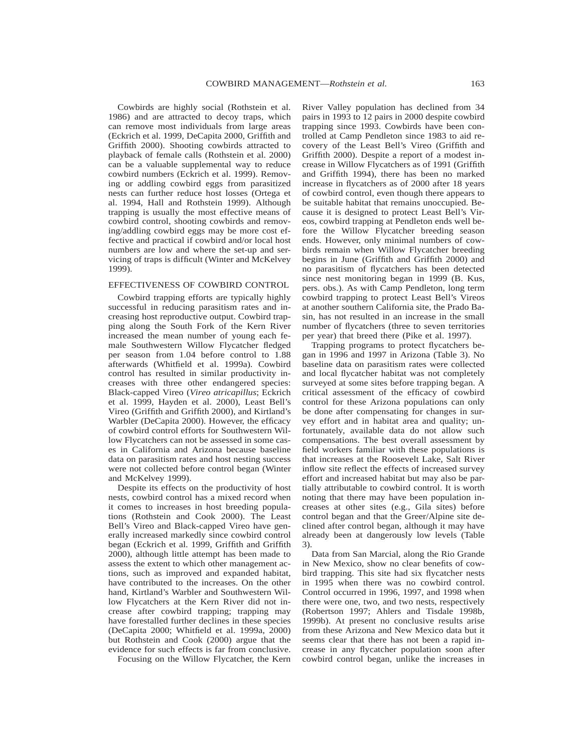Cowbirds are highly social (Rothstein et al. 1986) and are attracted to decoy traps, which can remove most individuals from large areas (Eckrich et al. 1999, DeCapita 2000, Griffith and Griffith 2000). Shooting cowbirds attracted to playback of female calls (Rothstein et al. 2000) can be a valuable supplemental way to reduce cowbird numbers (Eckrich et al. 1999). Removing or addling cowbird eggs from parasitized nests can further reduce host losses (Ortega et al. 1994, Hall and Rothstein 1999). Although trapping is usually the most effective means of cowbird control, shooting cowbirds and removing/addling cowbird eggs may be more cost effective and practical if cowbird and/or local host numbers are low and where the set-up and servicing of traps is difficult (Winter and McKelvey 1999).

## EFFECTIVENESS OF COWBIRD CONTROL

Cowbird trapping efforts are typically highly successful in reducing parasitism rates and increasing host reproductive output. Cowbird trapping along the South Fork of the Kern River increased the mean number of young each female Southwestern Willow Flycatcher fledged per season from 1.04 before control to 1.88 afterwards (Whitfield et al. 1999a). Cowbird control has resulted in similar productivity increases with three other endangered species: Black-capped Vireo (*Vireo atricapillus*; Eckrich et al. 1999, Hayden et al. 2000), Least Bell's Vireo (Griffith and Griffith 2000), and Kirtland's Warbler (DeCapita 2000). However, the efficacy of cowbird control efforts for Southwestern Willow Flycatchers can not be assessed in some cases in California and Arizona because baseline data on parasitism rates and host nesting success were not collected before control began (Winter and McKelvey 1999).

Despite its effects on the productivity of host nests, cowbird control has a mixed record when it comes to increases in host breeding populations (Rothstein and Cook 2000). The Least Bell's Vireo and Black-capped Vireo have generally increased markedly since cowbird control began (Eckrich et al. 1999, Griffith and Griffith 2000), although little attempt has been made to assess the extent to which other management actions, such as improved and expanded habitat, have contributed to the increases. On the other hand, Kirtland's Warbler and Southwestern Willow Flycatchers at the Kern River did not increase after cowbird trapping; trapping may have forestalled further declines in these species (DeCapita 2000; Whitfield et al. 1999a, 2000) but Rothstein and Cook (2000) argue that the evidence for such effects is far from conclusive.

Focusing on the Willow Flycatcher, the Kern River Valley population has declined from 34 pairs in 1993 to 12 pairs in 2000 despite cowbird trapping since 1993. Cowbirds have been controlled at Camp Pendleton since 1983 to aid recovery of the Least Bell's Vireo (Griffith and Griffith 2000). Despite a report of a modest increase in Willow Flycatchers as of 1991 (Griffith and Griffith 1994), there has been no marked increase in flycatchers as of 2000 after 18 years of cowbird control, even though there appears to be suitable habitat that remains unoccupied. Because it is designed to protect Least Bell's Vireos, cowbird trapping at Pendleton ends well before the Willow Flycatcher breeding season ends. However, only minimal numbers of cowbirds remain when Willow Flycatcher breeding begins in June (Griffith and Griffith 2000) and no parasitism of flycatchers has been detected since nest monitoring began in 1999 (B. Kus, pers. obs.). As with Camp Pendleton, long term cowbird trapping to protect Least Bell's Vireos at another southern California site, the Prado Basin, has not resulted in an increase in the small number of flycatchers (three to seven territories per year) that breed there (Pike et al. 1997).

Trapping programs to protect flycatchers began in 1996 and 1997 in Arizona (Table 3). No baseline data on parasitism rates were collected and local flycatcher habitat was not completely surveyed at some sites before trapping began. A critical assessment of the efficacy of cowbird control for these Arizona populations can only be done after compensating for changes in survey effort and in habitat area and quality; unfortunately, available data do not allow such compensations. The best overall assessment by field workers familiar with these populations is that increases at the Roosevelt Lake, Salt River inflow site reflect the effects of increased survey effort and increased habitat but may also be partially attributable to cowbird control. It is worth noting that there may have been population increases at other sites (e.g., Gila sites) before control began and that the Greer/Alpine site declined after control began, although it may have already been at dangerously low levels (Table 3).

Data from San Marcial, along the Rio Grande in New Mexico, show no clear benefits of cowbird trapping. This site had six flycatcher nests in 1995 when there was no cowbird control. Control occurred in 1996, 1997, and 1998 when there were one, two, and two nests, respectively (Robertson 1997; Ahlers and Tisdale 1998b, 1999b). At present no conclusive results arise from these Arizona and New Mexico data but it seems clear that there has not been a rapid increase in any flycatcher population soon after cowbird control began, unlike the increases in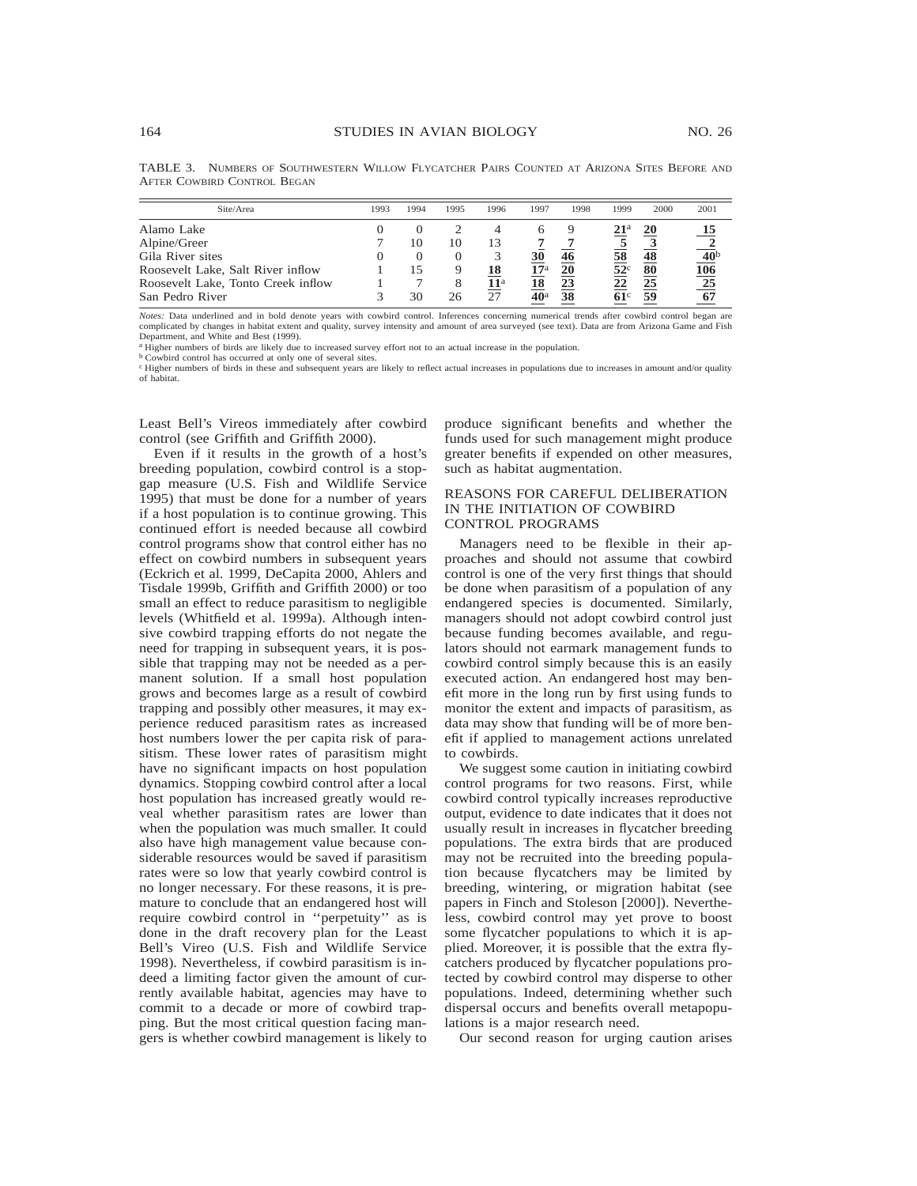TABLE 3. NUMBERS OF SOUTHWESTERN WILLOW FLYCATCHER PAIRS COUNTED AT ARIZONA SITES BEFORE AND AFTER COWBIRD CONTROL BEGAN

| Site/Area | 1993 | 1994 | 1995 | 1996 | 1997 | 1998 | 1999 | 2000 | 2001 |
|---|---|---|---|---|---|---|---|---|---|
| Alamo Lake | 0 | 0 | 2 | 4 | 6 | 9 | **21**[a] | **20** | **15** |
| Alpine/Greer | 7 | 10 | 10 | 13 | **7** | **7** | **5** | **3** | **2** |
| Gila River sites | 0 | 0 | 0 | 3 | **30** | **46** | **58** | **48** | **40**[b] |
| Roosevelt Lake, Salt River inflow | 1 | 15 | 9 | **18** | **17**[a] | **20** | **52**[c] | **80** | **106** |
| Roosevelt Lake, Tonto Creek inflow | 1 | 7 | 8 | **11**[a] | **18** | **23** | **22** | **25** | **25** |
| San Pedro River | 3 | 30 | 26 | 27 | **40**[a] | **38** | **61**[c] | **59** | **67** |

*Notes:* Data underlined and in bold denote years with cowbird control. Inferences concerning numerical trends after cowbird control began are complicated by changes in habitat extent and quality, survey intensity and amount of area surveyed (see text). Data are from Arizona Game and Fish Department, and White and Best (1999).

[a] Higher numbers of birds are likely due to increased survey effort not to an actual increase in the population.

[b] Cowbird control has occurred at only one of several sites.

[c] Higher numbers of birds in these and subsequent years are likely to reflect actual increases in populations due to increases in amount and/or quality of habitat.

Least Bell's Vireos immediately after cowbird control (see Griffith and Griffith 2000).

Even if it results in the growth of a host's breeding population, cowbird control is a stopgap measure (U.S. Fish and Wildlife Service 1995) that must be done for a number of years if a host population is to continue growing. This continued effort is needed because all cowbird control programs show that control either has no effect on cowbird numbers in subsequent years (Eckrich et al. 1999, DeCapita 2000, Ahlers and Tisdale 1999b, Griffith and Griffith 2000) or too small an effect to reduce parasitism to negligible levels (Whitfield et al. 1999a). Although intensive cowbird trapping efforts do not negate the need for trapping in subsequent years, it is possible that trapping may not be needed as a permanent solution. If a small host population grows and becomes large as a result of cowbird trapping and possibly other measures, it may experience reduced parasitism rates as increased host numbers lower the per capita risk of parasitism. These lower rates of parasitism might have no significant impacts on host population dynamics. Stopping cowbird control after a local host population has increased greatly would reveal whether parasitism rates are lower than when the population was much smaller. It could also have high management value because considerable resources would be saved if parasitism rates were so low that yearly cowbird control is no longer necessary. For these reasons, it is premature to conclude that an endangered host will require cowbird control in "perpetuity" as is done in the draft recovery plan for the Least Bell's Vireo (U.S. Fish and Wildlife Service 1998). Nevertheless, if cowbird parasitism is indeed a limiting factor given the amount of currently available habitat, agencies may have to commit to a decade or more of cowbird trapping. But the most critical question facing mangers is whether cowbird management is likely to produce significant benefits and whether the funds used for such management might produce greater benefits if expended on other measures, such as habitat augmentation.

## REASONS FOR CAREFUL DELIBERATION IN THE INITIATION OF COWBIRD CONTROL PROGRAMS

Managers need to be flexible in their approaches and should not assume that cowbird control is one of the very first things that should be done when parasitism of a population of any endangered species is documented. Similarly, managers should not adopt cowbird control just because funding becomes available, and regulators should not earmark management funds to cowbird control simply because this is an easily executed action. An endangered host may benefit more in the long run by first using funds to monitor the extent and impacts of parasitism, as data may show that funding will be of more benefit if applied to management actions unrelated to cowbirds.

We suggest some caution in initiating cowbird control programs for two reasons. First, while cowbird control typically increases reproductive output, evidence to date indicates that it does not usually result in increases in flycatcher breeding populations. The extra birds that are produced may not be recruited into the breeding population because flycatchers may be limited by breeding, wintering, or migration habitat (see papers in Finch and Stoleson [2000]). Nevertheless, cowbird control may yet prove to boost some flycatcher populations to which it is applied. Moreover, it is possible that the extra flycatchers produced by flycatcher populations protected by cowbird control may disperse to other populations. Indeed, determining whether such dispersal occurs and benefits overall metapopulations is a major research need.

Our second reason for urging caution arises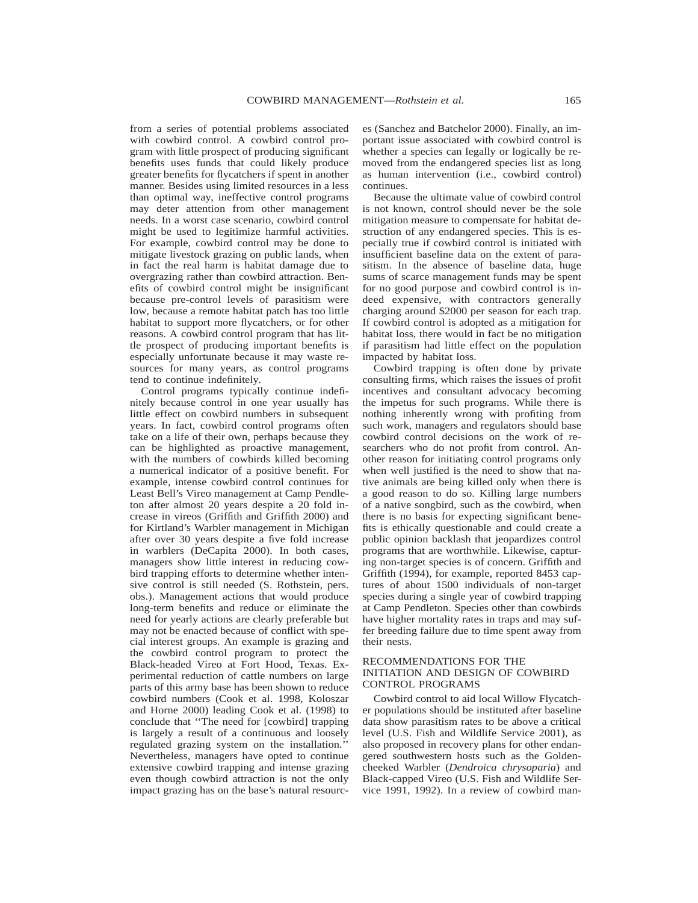from a series of potential problems associated with cowbird control. A cowbird control program with little prospect of producing significant benefits uses funds that could likely produce greater benefits for flycatchers if spent in another manner. Besides using limited resources in a less than optimal way, ineffective control programs may deter attention from other management needs. In a worst case scenario, cowbird control might be used to legitimize harmful activities. For example, cowbird control may be done to mitigate livestock grazing on public lands, when in fact the real harm is habitat damage due to overgrazing rather than cowbird attraction. Benefits of cowbird control might be insignificant because pre-control levels of parasitism were low, because a remote habitat patch has too little habitat to support more flycatchers, or for other reasons. A cowbird control program that has little prospect of producing important benefits is especially unfortunate because it may waste resources for many years, as control programs tend to continue indefinitely.

Control programs typically continue indefinitely because control in one year usually has little effect on cowbird numbers in subsequent years. In fact, cowbird control programs often take on a life of their own, perhaps because they can be highlighted as proactive management, with the numbers of cowbirds killed becoming a numerical indicator of a positive benefit. For example, intense cowbird control continues for Least Bell's Vireo management at Camp Pendleton after almost 20 years despite a 20 fold increase in vireos (Griffith and Griffith 2000) and for Kirtland's Warbler management in Michigan after over 30 years despite a five fold increase in warblers (DeCapita 2000). In both cases, managers show little interest in reducing cowbird trapping efforts to determine whether intensive control is still needed (S. Rothstein, pers. obs.). Management actions that would produce long-term benefits and reduce or eliminate the need for yearly actions are clearly preferable but may not be enacted because of conflict with special interest groups. An example is grazing and the cowbird control program to protect the Black-headed Vireo at Fort Hood, Texas. Experimental reduction of cattle numbers on large parts of this army base has been shown to reduce cowbird numbers (Cook et al. 1998, Koloszar and Horne 2000) leading Cook et al. (1998) to conclude that "The need for [cowbird] trapping is largely a result of a continuous and loosely regulated grazing system on the installation." Nevertheless, managers have opted to continue extensive cowbird trapping and intense grazing even though cowbird attraction is not the only impact grazing has on the base's natural resources (Sanchez and Batchelor 2000). Finally, an important issue associated with cowbird control is whether a species can legally or logically be removed from the endangered species list as long as human intervention (i.e., cowbird control) continues.

Because the ultimate value of cowbird control is not known, control should never be the sole mitigation measure to compensate for habitat destruction of any endangered species. This is especially true if cowbird control is initiated with insufficient baseline data on the extent of parasitism. In the absence of baseline data, huge sums of scarce management funds may be spent for no good purpose and cowbird control is indeed expensive, with contractors generally charging around $2000 per season for each trap. If cowbird control is adopted as a mitigation for habitat loss, there would in fact be no mitigation if parasitism had little effect on the population impacted by habitat loss.

Cowbird trapping is often done by private consulting firms, which raises the issues of profit incentives and consultant advocacy becoming the impetus for such programs. While there is nothing inherently wrong with profiting from such work, managers and regulators should base cowbird control decisions on the work of researchers who do not profit from control. Another reason for initiating control programs only when well justified is the need to show that native animals are being killed only when there is a good reason to do so. Killing large numbers of a native songbird, such as the cowbird, when there is no basis for expecting significant benefits is ethically questionable and could create a public opinion backlash that jeopardizes control programs that are worthwhile. Likewise, capturing non-target species is of concern. Griffith and Griffith (1994), for example, reported 8453 captures of about 1500 individuals of non-target species during a single year of cowbird trapping at Camp Pendleton. Species other than cowbirds have higher mortality rates in traps and may suffer breeding failure due to time spent away from their nests.

## RECOMMENDATIONS FOR THE INITIATION AND DESIGN OF COWBIRD CONTROL PROGRAMS

Cowbird control to aid local Willow Flycatcher populations should be instituted after baseline data show parasitism rates to be above a critical level (U.S. Fish and Wildlife Service 2001), as also proposed in recovery plans for other endangered southwestern hosts such as the Golden-cheeked Warbler (*Dendroica chrysoparia*) and Black-capped Vireo (U.S. Fish and Wildlife Service 1991, 1992). In a review of cowbird man-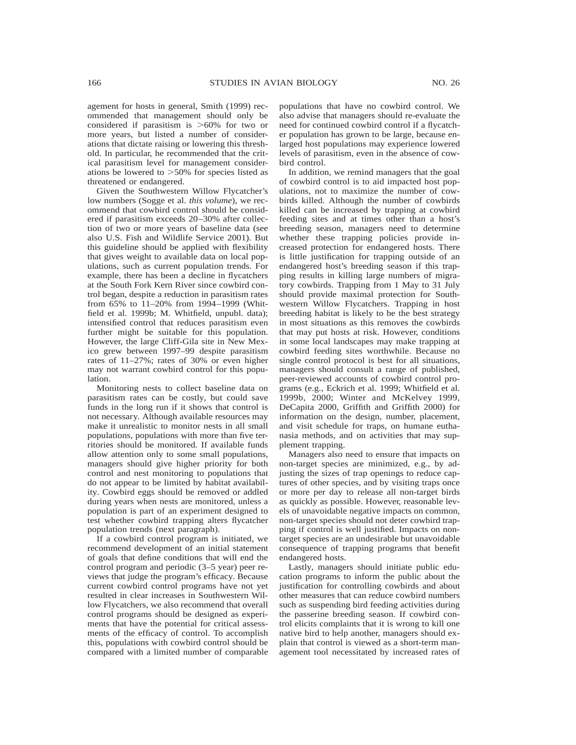agement for hosts in general, Smith (1999) recommended that management should only be considered if parasitism is >60% for two or more years, but listed a number of considerations that dictate raising or lowering this threshold. In particular, he recommended that the critical parasitism level for management considerations be lowered to >50% for species listed as threatened or endangered.

Given the Southwestern Willow Flycatcher's low numbers (Sogge et al. *this volume*), we recommend that cowbird control should be considered if parasitism exceeds 20–30% after collection of two or more years of baseline data (see also U.S. Fish and Wildlife Service 2001). But this guideline should be applied with flexibility that gives weight to available data on local populations, such as current population trends. For example, there has been a decline in flycatchers at the South Fork Kern River since cowbird control began, despite a reduction in parasitism rates from 65% to 11–20% from 1994–1999 (Whitfield et al. 1999b; M. Whitfield, unpubl. data); intensified control that reduces parasitism even further might be suitable for this population. However, the large Cliff-Gila site in New Mexico grew between 1997–99 despite parasitism rates of 11–27%; rates of 30% or even higher may not warrant cowbird control for this population.

Monitoring nests to collect baseline data on parasitism rates can be costly, but could save funds in the long run if it shows that control is not necessary. Although available resources may make it unrealistic to monitor nests in all small populations, populations with more than five territories should be monitored. If available funds allow attention only to some small populations, managers should give higher priority for both control and nest monitoring to populations that do not appear to be limited by habitat availability. Cowbird eggs should be removed or addled during years when nests are monitored, unless a population is part of an experiment designed to test whether cowbird trapping alters flycatcher population trends (next paragraph).

If a cowbird control program is initiated, we recommend development of an initial statement of goals that define conditions that will end the control program and periodic (3–5 year) peer reviews that judge the program's efficacy. Because current cowbird control programs have not yet resulted in clear increases in Southwestern Willow Flycatchers, we also recommend that overall control programs should be designed as experiments that have the potential for critical assessments of the efficacy of control. To accomplish this, populations with cowbird control should be compared with a limited number of comparable populations that have no cowbird control. We also advise that managers should re-evaluate the need for continued cowbird control if a flycatcher population has grown to be large, because enlarged host populations may experience lowered levels of parasitism, even in the absence of cowbird control.

In addition, we remind managers that the goal of cowbird control is to aid impacted host populations, not to maximize the number of cowbirds killed. Although the number of cowbirds killed can be increased by trapping at cowbird feeding sites and at times other than a host's breeding season, managers need to determine whether these trapping policies provide increased protection for endangered hosts. There is little justification for trapping outside of an endangered host's breeding season if this trapping results in killing large numbers of migratory cowbirds. Trapping from 1 May to 31 July should provide maximal protection for Southwestern Willow Flycatchers. Trapping in host breeding habitat is likely to be the best strategy in most situations as this removes the cowbirds that may put hosts at risk. However, conditions in some local landscapes may make trapping at cowbird feeding sites worthwhile. Because no single control protocol is best for all situations, managers should consult a range of published, peer-reviewed accounts of cowbird control programs (e.g., Eckrich et al. 1999; Whitfield et al. 1999b, 2000; Winter and McKelvey 1999, DeCapita 2000, Griffith and Griffith 2000) for information on the design, number, placement, and visit schedule for traps, on humane euthanasia methods, and on activities that may supplement trapping.

Managers also need to ensure that impacts on non-target species are minimized, e.g., by adjusting the sizes of trap openings to reduce captures of other species, and by visiting traps once or more per day to release all non-target birds as quickly as possible. However, reasonable levels of unavoidable negative impacts on common, non-target species should not deter cowbird trapping if control is well justified. Impacts on non-target species are an undesirable but unavoidable consequence of trapping programs that benefit endangered hosts.

Lastly, managers should initiate public education programs to inform the public about the justification for controlling cowbirds and about other measures that can reduce cowbird numbers such as suspending bird feeding activities during the passerine breeding season. If cowbird control elicits complaints that it is wrong to kill one native bird to help another, managers should explain that control is viewed as a short-term management tool necessitated by increased rates of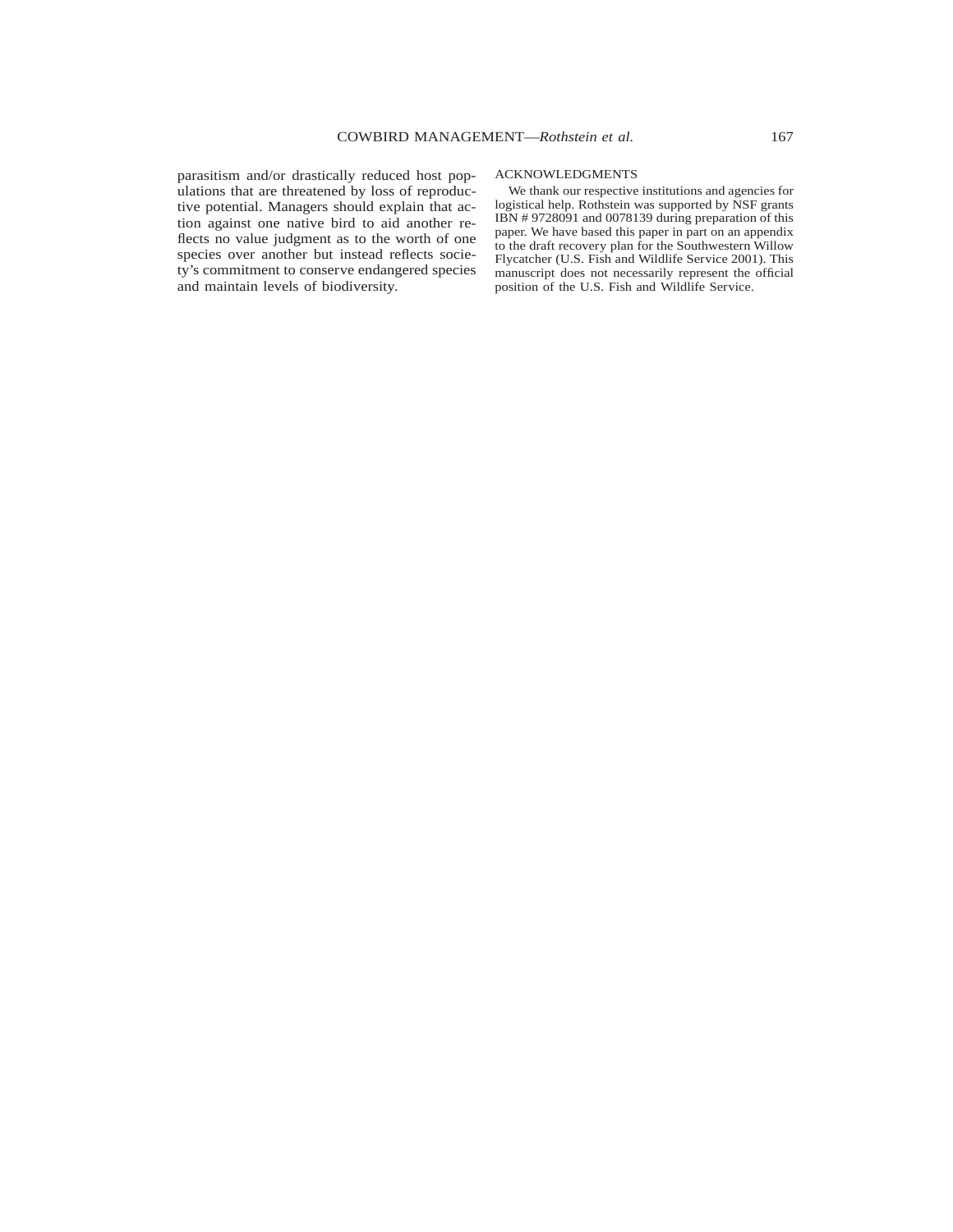parasitism and/or drastically reduced host populations that are threatened by loss of reproductive potential. Managers should explain that action against one native bird to aid another reflects no value judgment as to the worth of one species over another but instead reflects society's commitment to conserve endangered species and maintain levels of biodiversity.

## ACKNOWLEDGMENTS

We thank our respective institutions and agencies for logistical help. Rothstein was supported by NSF grants IBN # 9728091 and 0078139 during preparation of this paper. We have based this paper in part on an appendix to the draft recovery plan for the Southwestern Willow Flycatcher (U.S. Fish and Wildlife Service 2001). This manuscript does not necessarily represent the official position of the U.S. Fish and Wildlife Service.